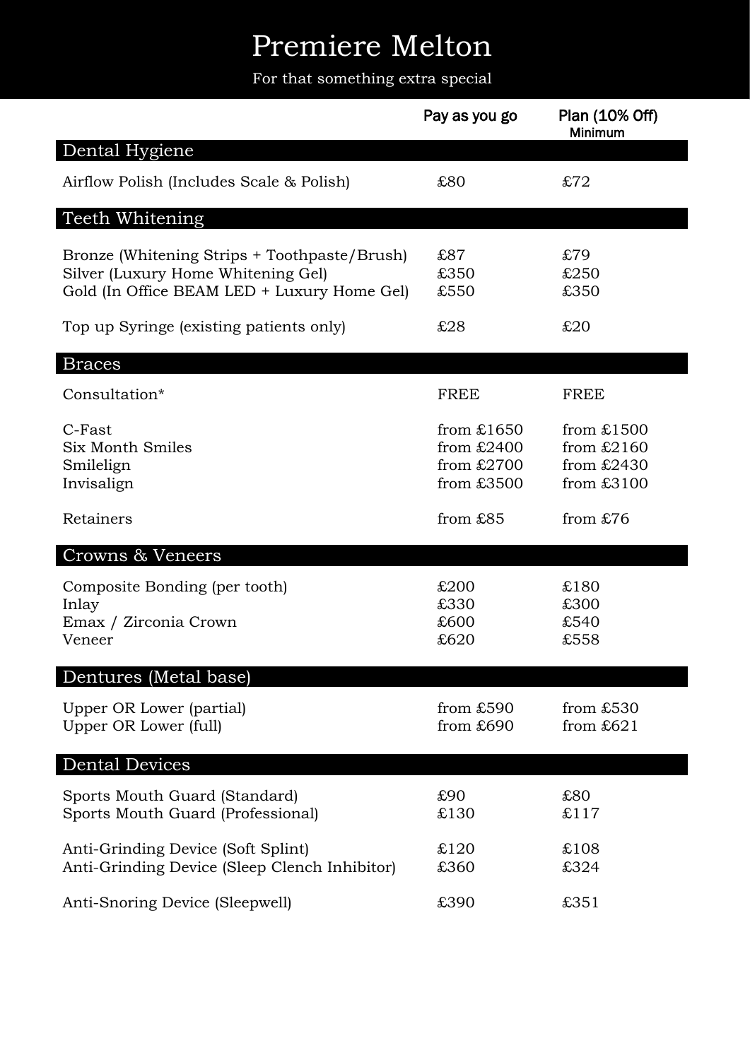# Premiere Melton

For that something extra special

| | Pay as you go | Plan (10% Off) Minimum |
|---|---|---|
| **Dental Hygiene** | | |
| Airflow Polish (Includes Scale & Polish) | £80 | £72 |
| **Teeth Whitening** | | |
| Bronze (Whitening Strips + Toothpaste/Brush) | £87 | £79 |
| Silver (Luxury Home Whitening Gel) | £350 | £250 |
| Gold (In Office BEAM LED + Luxury Home Gel) | £550 | £350 |
| Top up Syringe (existing patients only) | £28 | £20 |
| **Braces** | | |
| Consultation* | FREE | FREE |
| C-Fast | from £1650 | from £1500 |
| Six Month Smiles | from £2400 | from £2160 |
| Smilelign | from £2700 | from £2430 |
| Invisalign | from £3500 | from £3100 |
| Retainers | from £85 | from £76 |
| **Crowns & Veneers** | | |
| Composite Bonding (per tooth) | £200 | £180 |
| Inlay | £330 | £300 |
| Emax / Zirconia Crown | £600 | £540 |
| Veneer | £620 | £558 |
| **Dentures (Metal base)** | | |
| Upper OR Lower (partial) | from £590 | from £530 |
| Upper OR Lower (full) | from £690 | from £621 |
| **Dental Devices** | | |
| Sports Mouth Guard (Standard) | £90 | £80 |
| Sports Mouth Guard (Professional) | £130 | £117 |
| Anti-Grinding Device (Soft Splint) | £120 | £108 |
| Anti-Grinding Device (Sleep Clench Inhibitor) | £360 | £324 |
| Anti-Snoring Device (Sleepwell) | £390 | £351 |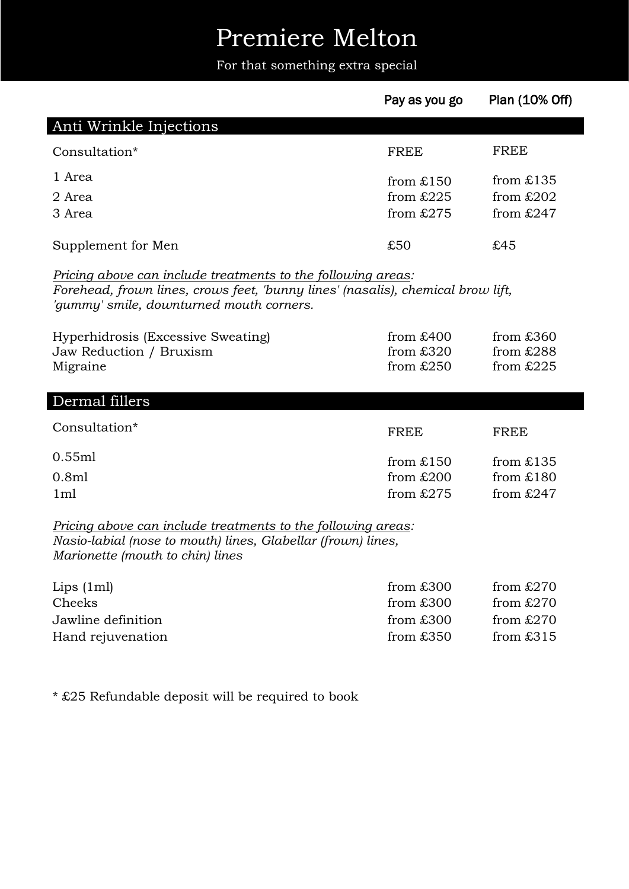# Premiere Melton

For that something extra special

| | Pay as you go | Plan (10% Off) |
|---|---|---|
| **Anti Wrinkle Injections** | | |
| Consultation* | FREE | FREE |
| 1 Area | from £150 | from £135 |
| 2 Area | from £225 | from £202 |
| 3 Area | from £275 | from £247 |
| Supplement for Men | £50 | £45 |

*<u>Pricing above can include treatments to the following areas</u>:*
*Forehead, frown lines, crows feet, 'bunny lines' (nasalis), chemical brow lift, 'gummy' smile, downturned mouth corners.*

| | Pay as you go | Plan (10% Off) |
|---|---|---|
| Hyperhidrosis (Excessive Sweating) | from £400 | from £360 |
| Jaw Reduction / Bruxism | from £320 | from £288 |
| Migraine | from £250 | from £225 |

## Dermal fillers

| | Pay as you go | Plan (10% Off) |
|---|---|---|
| Consultation* | FREE | FREE |
| 0.55ml | from £150 | from £135 |
| 0.8ml | from £200 | from £180 |
| 1ml | from £275 | from £247 |

*<u>Pricing above can include treatments to the following areas</u>:*
*Nasio-labial (nose to mouth) lines, Glabellar (frown) lines, Marionette (mouth to chin) lines*

| | Pay as you go | Plan (10% Off) |
|---|---|---|
| Lips (1ml) | from £300 | from £270 |
| Cheeks | from £300 | from £270 |
| Jawline definition | from £300 | from £270 |
| Hand rejuvenation | from £350 | from £315 |

* £25 Refundable deposit will be required to book